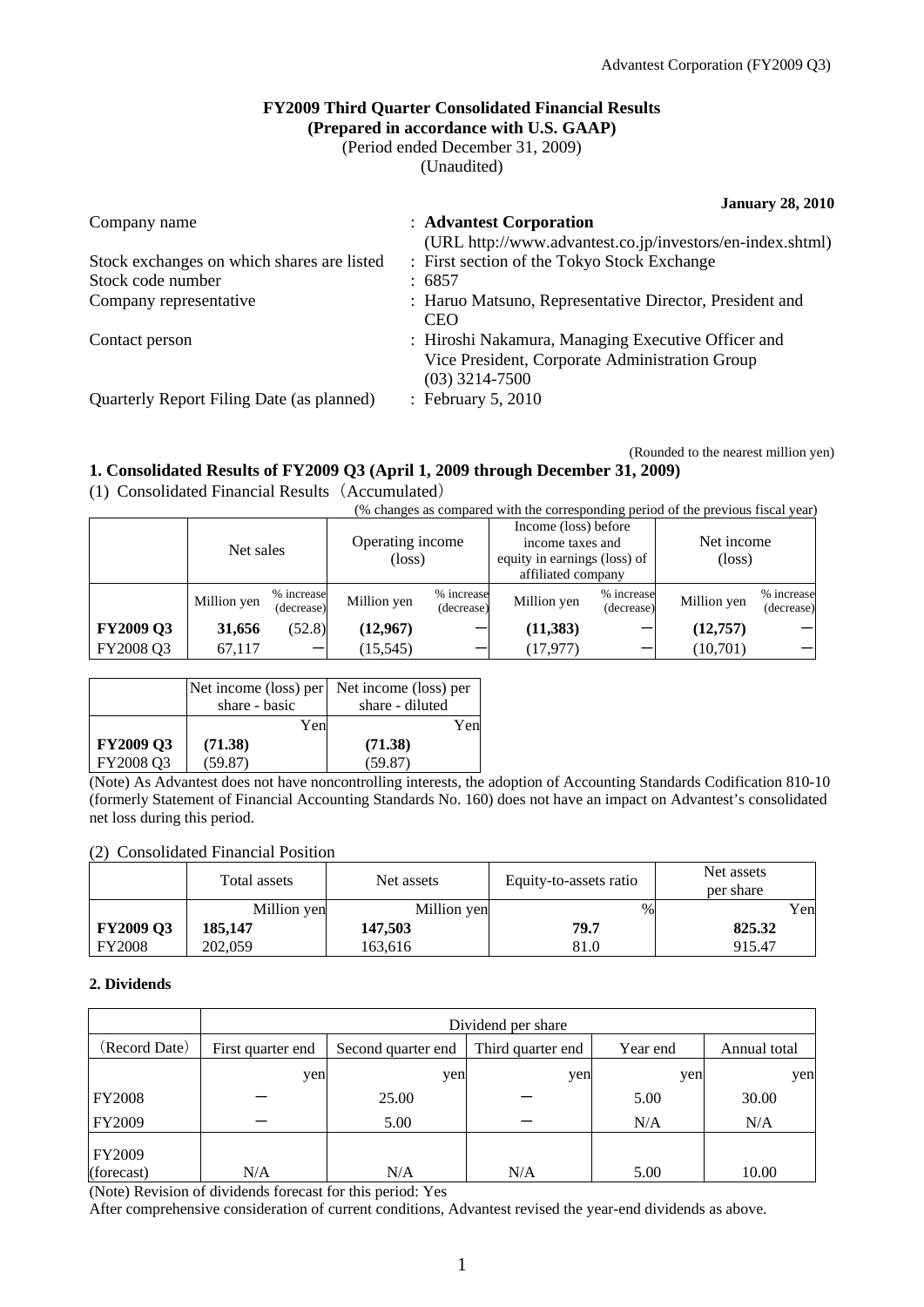**FY2009 Third Quarter Consolidated Financial Results**
**(Prepared in accordance with U.S. GAAP)**
(Period ended December 31, 2009)
(Unaudited)

**January 28, 2010**

| | |
|---|---|
| Company name | : **Advantest Corporation** (URL http://www.advantest.co.jp/investors/en-index.shtml) |
| Stock exchanges on which shares are listed | : First section of the Tokyo Stock Exchange |
| Stock code number | : 6857 |
| Company representative | : Haruo Matsuno, Representative Director, President and CEO |
| Contact person | : Hiroshi Nakamura, Managing Executive Officer and Vice President, Corporate Administration Group (03) 3214-7500 |
| Quarterly Report Filing Date (as planned) | : February 5, 2010 |

(Rounded to the nearest million yen)

## 1. Consolidated Results of FY2009 Q3 (April 1, 2009 through December 31, 2009)

(1) Consolidated Financial Results（Accumulated）

(% changes as compared with the corresponding period of the previous fiscal year)

| | Net sales | | Operating income (loss) | | Income (loss) before income taxes and equity in earnings (loss) of affiliated company | | Net income (loss) | |
|---|---|---|---|---|---|---|---|---|
| | Million yen | % increase (decrease) | Million yen | % increase (decrease) | Million yen | % increase (decrease) | Million yen | % increase (decrease) |
| **FY2009 Q3** | **31,656** | (52.8) | **(12,967)** | ― | **(11,383)** | ― | **(12,757)** | ― |
| FY2008 Q3 | 67,117 | ― | (15,545) | ― | (17,977) | ― | (10,701) | ― |

| | Net income (loss) per share - basic | Net income (loss) per share - diluted |
|---|---|---|
| | Yen | Yen |
| **FY2009 Q3** | **(71.38)** | **(71.38)** |
| FY2008 Q3 | (59.87) | (59.87) |

(Note) As Advantest does not have noncontrolling interests, the adoption of Accounting Standards Codification 810-10 (formerly Statement of Financial Accounting Standards No. 160) does not have an impact on Advantest's consolidated net loss during this period.

(2) Consolidated Financial Position

| | Total assets | Net assets | Equity-to-assets ratio | Net assets per share |
|---|---|---|---|---|
| | Million yen | Million yen | % | Yen |
| **FY2009 Q3** | **185,147** | **147,503** | **79.7** | **825.32** |
| FY2008 | 202,059 | 163,616 | 81.0 | 915.47 |

## 2. Dividends

| | Dividend per share | | | | |
|---|---|---|---|---|---|
| (Record Date) | First quarter end | Second quarter end | Third quarter end | Year end | Annual total |
| | yen | yen | yen | yen | yen |
| FY2008 | ― | 25.00 | ― | 5.00 | 30.00 |
| FY2009 | ― | 5.00 | ― | N/A | N/A |
| FY2009 (forecast) | N/A | N/A | N/A | 5.00 | 10.00 |

(Note) Revision of dividends forecast for this period: Yes
After comprehensive consideration of current conditions, Advantest revised the year-end dividends as above.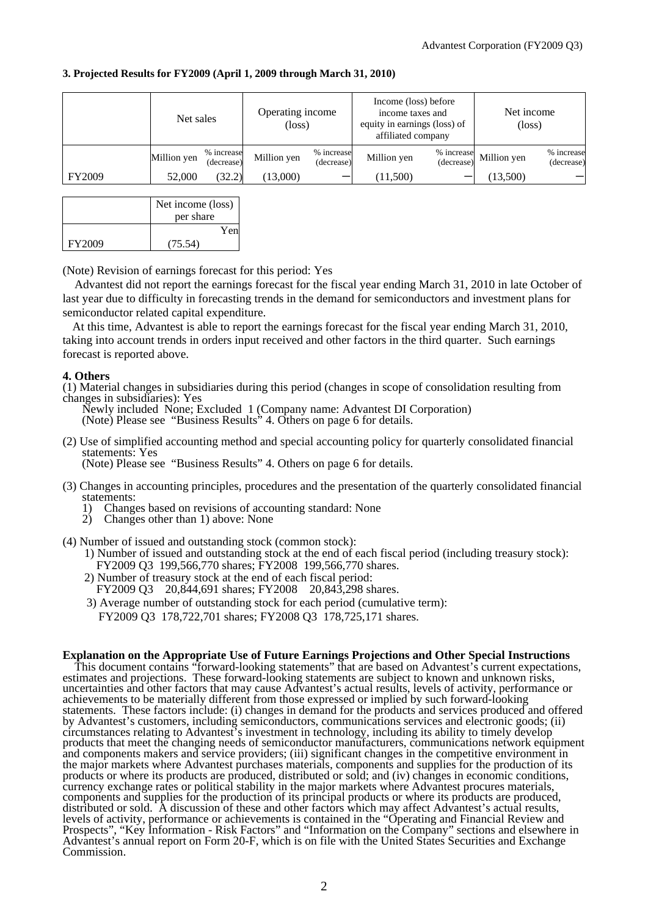**3. Projected Results for FY2009 (April 1, 2009 through March 31, 2010)**

| | Net sales | | Operating income (loss) | | Income (loss) before income taxes and equity in earnings (loss) of affiliated company | | Net income (loss) | |
|---|---|---|---|---|---|---|---|---|
| | Million yen | % increase (decrease) | Million yen | % increase (decrease) | Million yen | % increase (decrease) | Million yen | % increase (decrease) |
| FY2009 | 52,000 | (32.2) | (13,000) | ― | (11,500) | ― | (13,500) | ― |

| | Net income (loss) per share |
|---|---|
| | Yen |
| FY2009 | (75.54) |

(Note) Revision of earnings forecast for this period: Yes

Advantest did not report the earnings forecast for the fiscal year ending March 31, 2010 in late October of last year due to difficulty in forecasting trends in the demand for semiconductors and investment plans for semiconductor related capital expenditure.

At this time, Advantest is able to report the earnings forecast for the fiscal year ending March 31, 2010, taking into account trends in orders input received and other factors in the third quarter. Such earnings forecast is reported above.

**4. Others**

(1) Material changes in subsidiaries during this period (changes in scope of consolidation resulting from changes in subsidiaries): Yes

Newly included None; Excluded 1 (Company name: Advantest DI Corporation)
(Note) Please see "Business Results" 4. Others on page 6 for details.

(2) Use of simplified accounting method and special accounting policy for quarterly consolidated financial statements: Yes

(Note) Please see "Business Results" 4. Others on page 6 for details.

(3) Changes in accounting principles, procedures and the presentation of the quarterly consolidated financial statements:

1) Changes based on revisions of accounting standard: None
2) Changes other than 1) above: None

(4) Number of issued and outstanding stock (common stock):

1) Number of issued and outstanding stock at the end of each fiscal period (including treasury stock): FY2009 Q3 199,566,770 shares; FY2008 199,566,770 shares.
2) Number of treasury stock at the end of each fiscal period: FY2009 Q3 20,844,691 shares; FY2008 20,843,298 shares.
3) Average number of outstanding stock for each period (cumulative term): FY2009 Q3 178,722,701 shares; FY2008 Q3 178,725,171 shares.

**Explanation on the Appropriate Use of Future Earnings Projections and Other Special Instructions**

This document contains "forward-looking statements" that are based on Advantest's current expectations, estimates and projections. These forward-looking statements are subject to known and unknown risks, uncertainties and other factors that may cause Advantest's actual results, levels of activity, performance or achievements to be materially different from those expressed or implied by such forward-looking statements. These factors include: (i) changes in demand for the products and services produced and offered by Advantest's customers, including semiconductors, communications services and electronic goods; (ii) circumstances relating to Advantest's investment in technology, including its ability to timely develop products that meet the changing needs of semiconductor manufacturers, communications network equipment and components makers and service providers; (iii) significant changes in the competitive environment in the major markets where Advantest purchases materials, components and supplies for the production of its products or where its products are produced, distributed or sold; and (iv) changes in economic conditions, currency exchange rates or political stability in the major markets where Advantest procures materials, components and supplies for the production of its principal products or where its products are produced, distributed or sold. A discussion of these and other factors which may affect Advantest's actual results, levels of activity, performance or achievements is contained in the "Operating and Financial Review and Prospects", "Key Information - Risk Factors" and "Information on the Company" sections and elsewhere in Advantest's annual report on Form 20-F, which is on file with the United States Securities and Exchange Commission.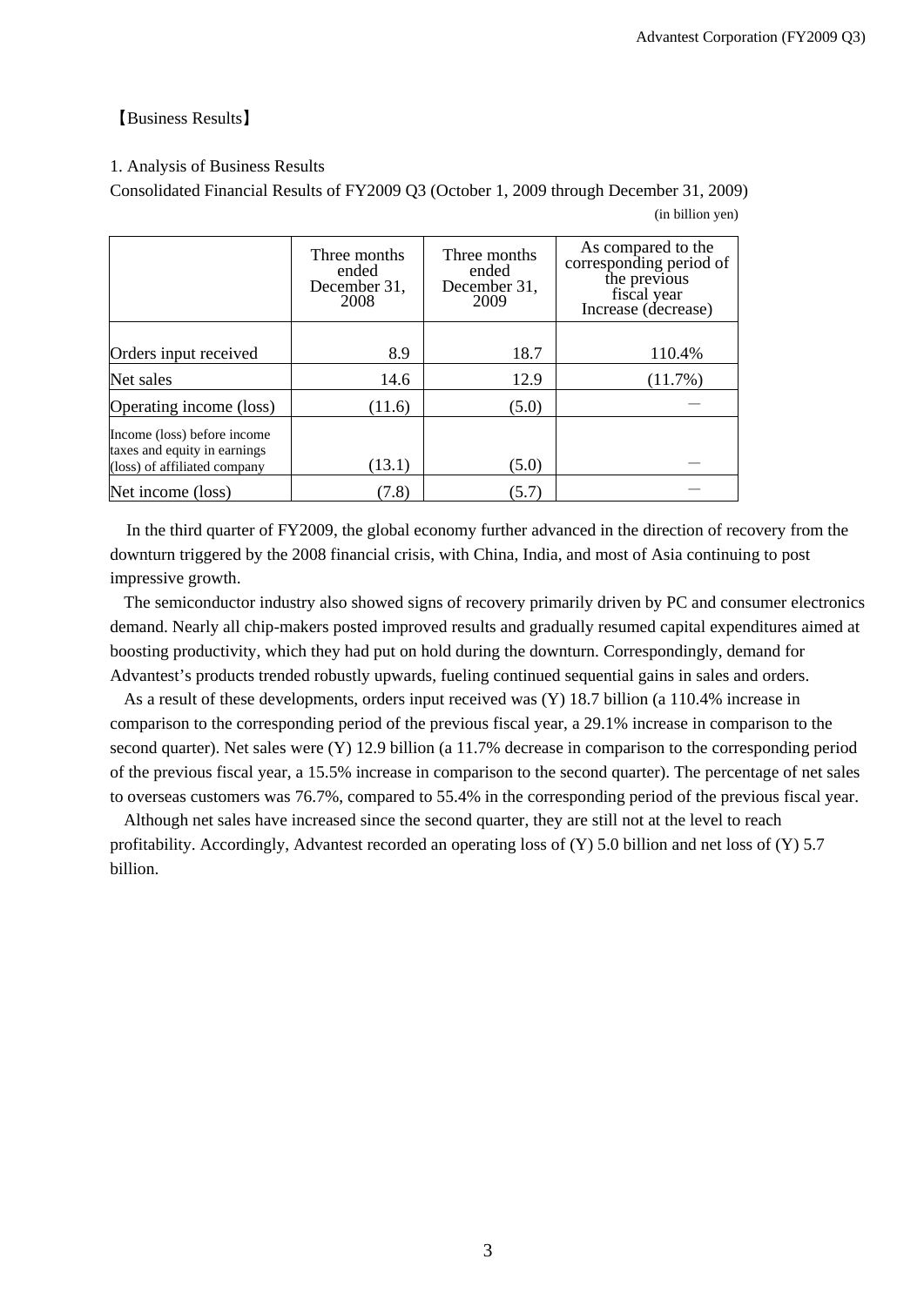【Business Results】

1. Analysis of Business Results

Consolidated Financial Results of FY2009 Q3 (October 1, 2009 through December 31, 2009)

(in billion yen)

| | Three months ended December 31, 2008 | Three months ended December 31, 2009 | As compared to the corresponding period of the previous fiscal year Increase (decrease) |
|---|---|---|---|
| Orders input received | 8.9 | 18.7 | 110.4% |
| Net sales | 14.6 | 12.9 | (11.7%) |
| Operating income (loss) | (11.6) | (5.0) | ― |
| Income (loss) before income taxes and equity in earnings (loss) of affiliated company | (13.1) | (5.0) | ― |
| Net income (loss) | (7.8) | (5.7) | ― |

In the third quarter of FY2009, the global economy further advanced in the direction of recovery from the downturn triggered by the 2008 financial crisis, with China, India, and most of Asia continuing to post impressive growth.

The semiconductor industry also showed signs of recovery primarily driven by PC and consumer electronics demand. Nearly all chip-makers posted improved results and gradually resumed capital expenditures aimed at boosting productivity, which they had put on hold during the downturn. Correspondingly, demand for Advantest's products trended robustly upwards, fueling continued sequential gains in sales and orders.

As a result of these developments, orders input received was (Y) 18.7 billion (a 110.4% increase in comparison to the corresponding period of the previous fiscal year, a 29.1% increase in comparison to the second quarter). Net sales were (Y) 12.9 billion (a 11.7% decrease in comparison to the corresponding period of the previous fiscal year, a 15.5% increase in comparison to the second quarter). The percentage of net sales to overseas customers was 76.7%, compared to 55.4% in the corresponding period of the previous fiscal year.

Although net sales have increased since the second quarter, they are still not at the level to reach profitability. Accordingly, Advantest recorded an operating loss of (Y) 5.0 billion and net loss of (Y) 5.7 billion.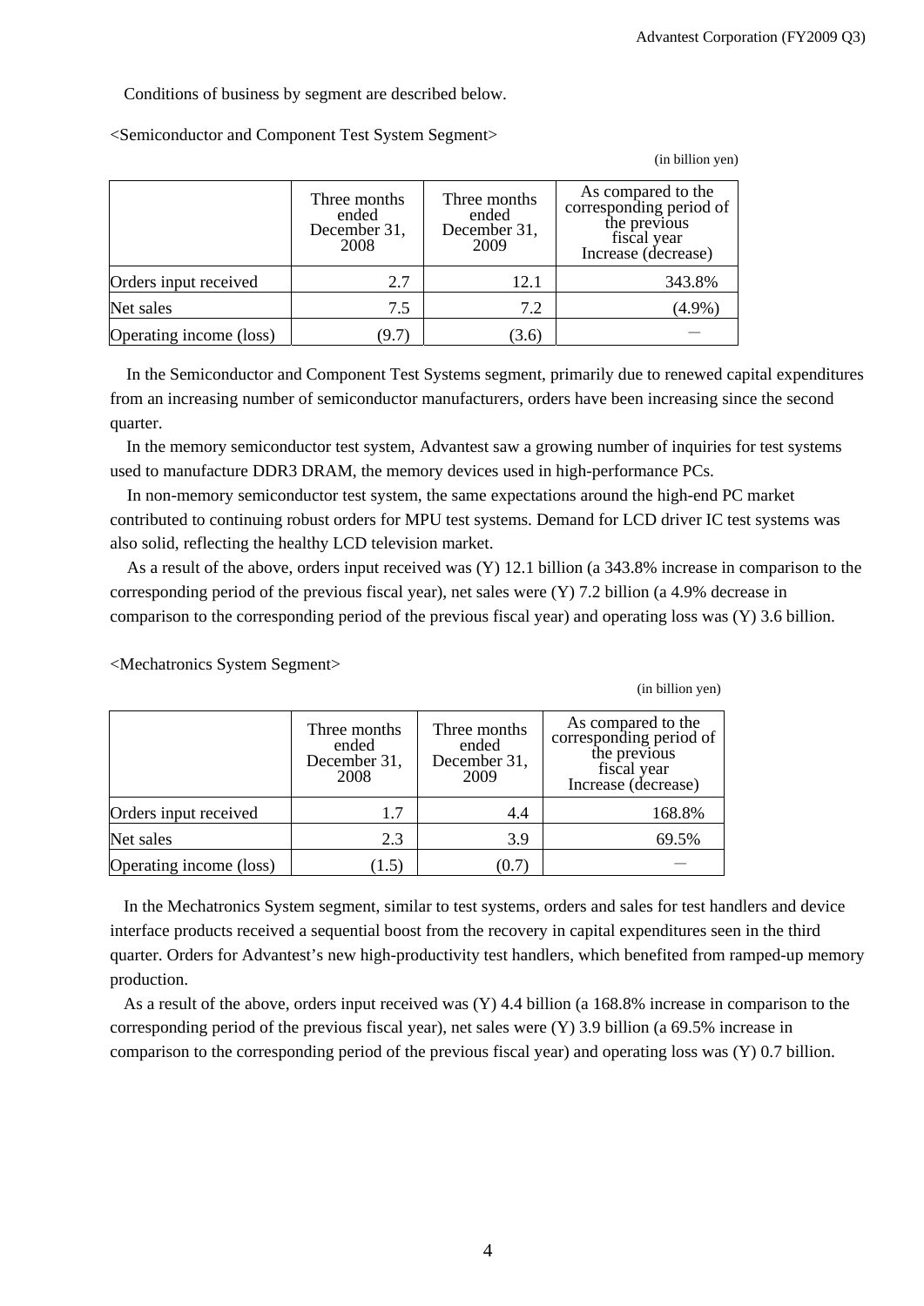Conditions of business by segment are described below.

<Semiconductor and Component Test System Segment>

(in billion yen)

| | Three months ended December 31, 2008 | Three months ended December 31, 2009 | As compared to the corresponding period of the previous fiscal year Increase (decrease) |
|---|---|---|---|
| Orders input received | 2.7 | 12.1 | 343.8% |
| Net sales | 7.5 | 7.2 | (4.9%) |
| Operating income (loss) | (9.7) | (3.6) | － |

In the Semiconductor and Component Test Systems segment, primarily due to renewed capital expenditures from an increasing number of semiconductor manufacturers, orders have been increasing since the second quarter.

In the memory semiconductor test system, Advantest saw a growing number of inquiries for test systems used to manufacture DDR3 DRAM, the memory devices used in high-performance PCs.

In non-memory semiconductor test system, the same expectations around the high-end PC market contributed to continuing robust orders for MPU test systems. Demand for LCD driver IC test systems was also solid, reflecting the healthy LCD television market.

As a result of the above, orders input received was (Y) 12.1 billion (a 343.8% increase in comparison to the corresponding period of the previous fiscal year), net sales were (Y) 7.2 billion (a 4.9% decrease in comparison to the corresponding period of the previous fiscal year) and operating loss was (Y) 3.6 billion.

<Mechatronics System Segment>

(in billion yen)

| | Three months ended December 31, 2008 | Three months ended December 31, 2009 | As compared to the corresponding period of the previous fiscal year Increase (decrease) |
|---|---|---|---|
| Orders input received | 1.7 | 4.4 | 168.8% |
| Net sales | 2.3 | 3.9 | 69.5% |
| Operating income (loss) | (1.5) | (0.7) | － |

In the Mechatronics System segment, similar to test systems, orders and sales for test handlers and device interface products received a sequential boost from the recovery in capital expenditures seen in the third quarter. Orders for Advantest's new high-productivity test handlers, which benefited from ramped-up memory production.

As a result of the above, orders input received was (Y) 4.4 billion (a 168.8% increase in comparison to the corresponding period of the previous fiscal year), net sales were (Y) 3.9 billion (a 69.5% increase in comparison to the corresponding period of the previous fiscal year) and operating loss was (Y) 0.7 billion.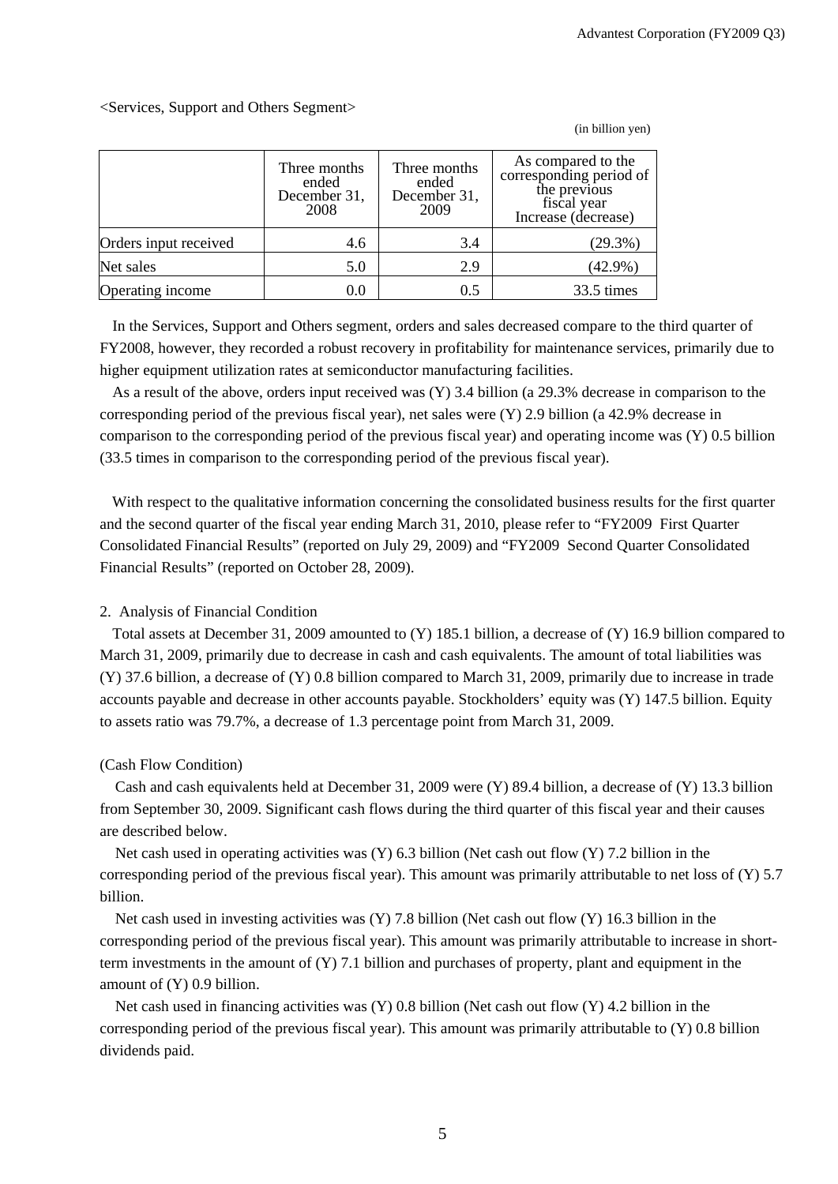<Services, Support and Others Segment>

(in billion yen)

| | Three months ended December 31, 2008 | Three months ended December 31, 2009 | As compared to the corresponding period of the previous fiscal year Increase (decrease) |
|---|---|---|---|
| Orders input received | 4.6 | 3.4 | (29.3%) |
| Net sales | 5.0 | 2.9 | (42.9%) |
| Operating income | 0.0 | 0.5 | 33.5 times |

In the Services, Support and Others segment, orders and sales decreased compare to the third quarter of FY2008, however, they recorded a robust recovery in profitability for maintenance services, primarily due to higher equipment utilization rates at semiconductor manufacturing facilities.

As a result of the above, orders input received was (Y) 3.4 billion (a 29.3% decrease in comparison to the corresponding period of the previous fiscal year), net sales were (Y) 2.9 billion (a 42.9% decrease in comparison to the corresponding period of the previous fiscal year) and operating income was (Y) 0.5 billion (33.5 times in comparison to the corresponding period of the previous fiscal year).

With respect to the qualitative information concerning the consolidated business results for the first quarter and the second quarter of the fiscal year ending March 31, 2010, please refer to "FY2009 First Quarter Consolidated Financial Results" (reported on July 29, 2009) and "FY2009 Second Quarter Consolidated Financial Results" (reported on October 28, 2009).

2. Analysis of Financial Condition

Total assets at December 31, 2009 amounted to (Y) 185.1 billion, a decrease of (Y) 16.9 billion compared to March 31, 2009, primarily due to decrease in cash and cash equivalents. The amount of total liabilities was (Y) 37.6 billion, a decrease of (Y) 0.8 billion compared to March 31, 2009, primarily due to increase in trade accounts payable and decrease in other accounts payable. Stockholders' equity was (Y) 147.5 billion. Equity to assets ratio was 79.7%, a decrease of 1.3 percentage point from March 31, 2009.

(Cash Flow Condition)

Cash and cash equivalents held at December 31, 2009 were (Y) 89.4 billion, a decrease of (Y) 13.3 billion from September 30, 2009. Significant cash flows during the third quarter of this fiscal year and their causes are described below.

Net cash used in operating activities was (Y) 6.3 billion (Net cash out flow (Y) 7.2 billion in the corresponding period of the previous fiscal year). This amount was primarily attributable to net loss of (Y) 5.7 billion.

Net cash used in investing activities was (Y) 7.8 billion (Net cash out flow (Y) 16.3 billion in the corresponding period of the previous fiscal year). This amount was primarily attributable to increase in short-term investments in the amount of (Y) 7.1 billion and purchases of property, plant and equipment in the amount of (Y) 0.9 billion.

Net cash used in financing activities was (Y) 0.8 billion (Net cash out flow (Y) 4.2 billion in the corresponding period of the previous fiscal year). This amount was primarily attributable to (Y) 0.8 billion dividends paid.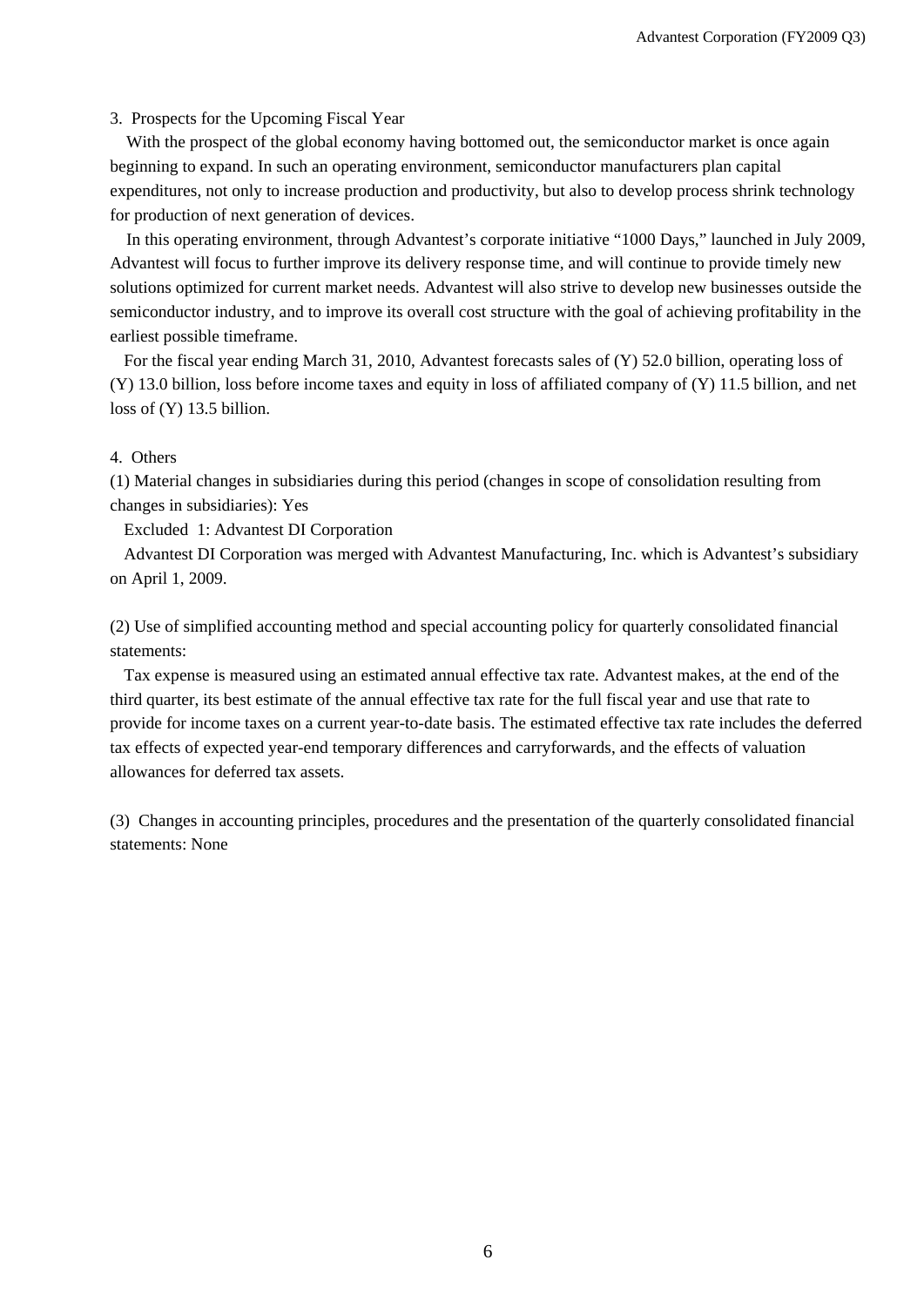## 3. Prospects for the Upcoming Fiscal Year

With the prospect of the global economy having bottomed out, the semiconductor market is once again beginning to expand. In such an operating environment, semiconductor manufacturers plan capital expenditures, not only to increase production and productivity, but also to develop process shrink technology for production of next generation of devices.

In this operating environment, through Advantest's corporate initiative "1000 Days," launched in July 2009, Advantest will focus to further improve its delivery response time, and will continue to provide timely new solutions optimized for current market needs. Advantest will also strive to develop new businesses outside the semiconductor industry, and to improve its overall cost structure with the goal of achieving profitability in the earliest possible timeframe.

For the fiscal year ending March 31, 2010, Advantest forecasts sales of (Y) 52.0 billion, operating loss of (Y) 13.0 billion, loss before income taxes and equity in loss of affiliated company of (Y) 11.5 billion, and net loss of (Y) 13.5 billion.

## 4. Others

(1) Material changes in subsidiaries during this period (changes in scope of consolidation resulting from changes in subsidiaries): Yes

Excluded 1: Advantest DI Corporation

Advantest DI Corporation was merged with Advantest Manufacturing, Inc. which is Advantest's subsidiary on April 1, 2009.

(2) Use of simplified accounting method and special accounting policy for quarterly consolidated financial statements:

Tax expense is measured using an estimated annual effective tax rate. Advantest makes, at the end of the third quarter, its best estimate of the annual effective tax rate for the full fiscal year and use that rate to provide for income taxes on a current year-to-date basis. The estimated effective tax rate includes the deferred tax effects of expected year-end temporary differences and carryforwards, and the effects of valuation allowances for deferred tax assets.

(3) Changes in accounting principles, procedures and the presentation of the quarterly consolidated financial statements: None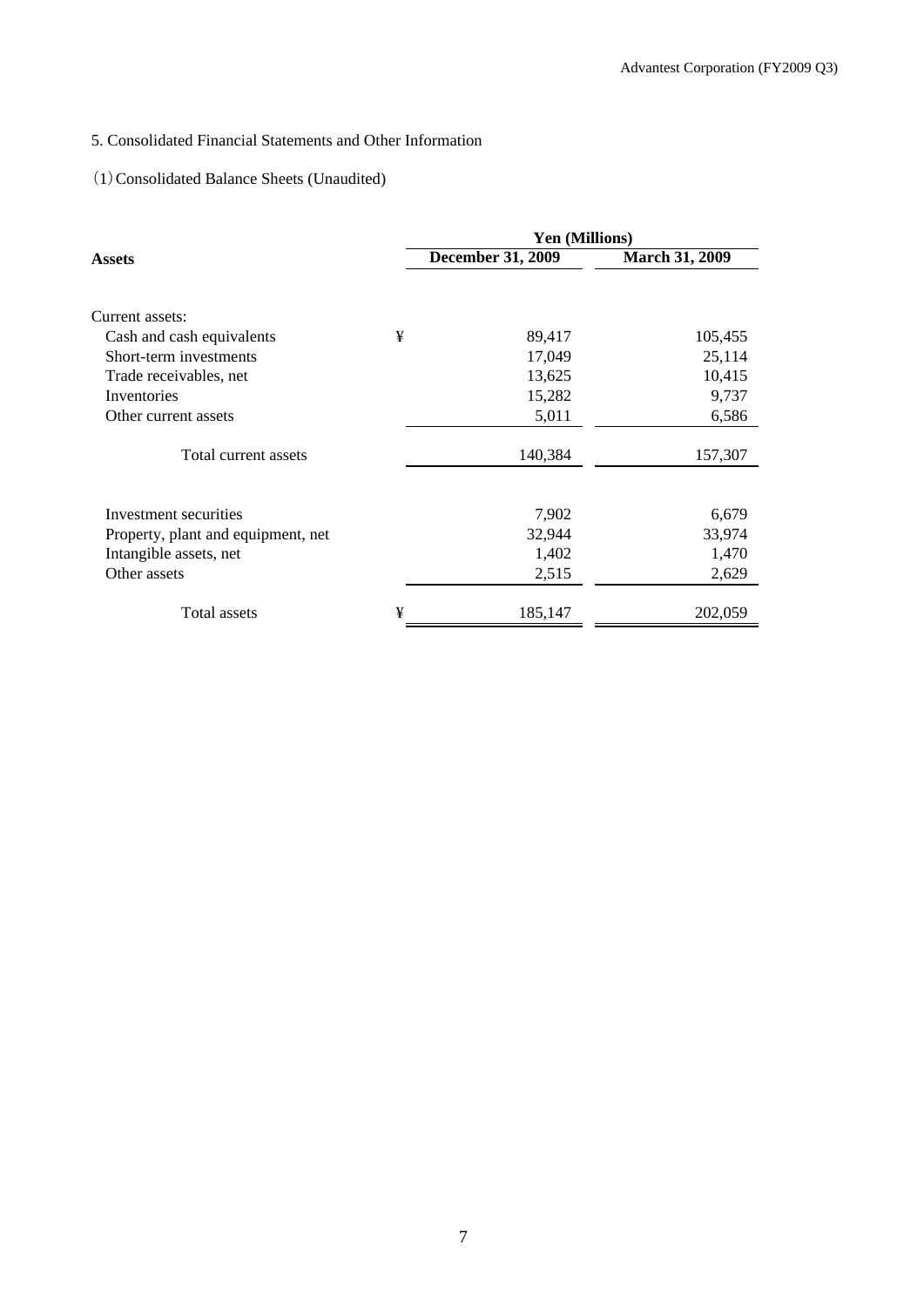5. Consolidated Financial Statements and Other Information

(1) Consolidated Balance Sheets (Unaudited)

| Assets | | Yen (Millions) | |
|---|---|---|---|
| | | December 31, 2009 | March 31, 2009 |
| Current assets: | | | |
| Cash and cash equivalents | ¥ | 89,417 | 105,455 |
| Short-term investments | | 17,049 | 25,114 |
| Trade receivables, net | | 13,625 | 10,415 |
| Inventories | | 15,282 | 9,737 |
| Other current assets | | 5,011 | 6,586 |
| Total current assets | | 140,384 | 157,307 |
| Investment securities | | 7,902 | 6,679 |
| Property, plant and equipment, net | | 32,944 | 33,974 |
| Intangible assets, net | | 1,402 | 1,470 |
| Other assets | | 2,515 | 2,629 |
| Total assets | ¥ | 185,147 | 202,059 |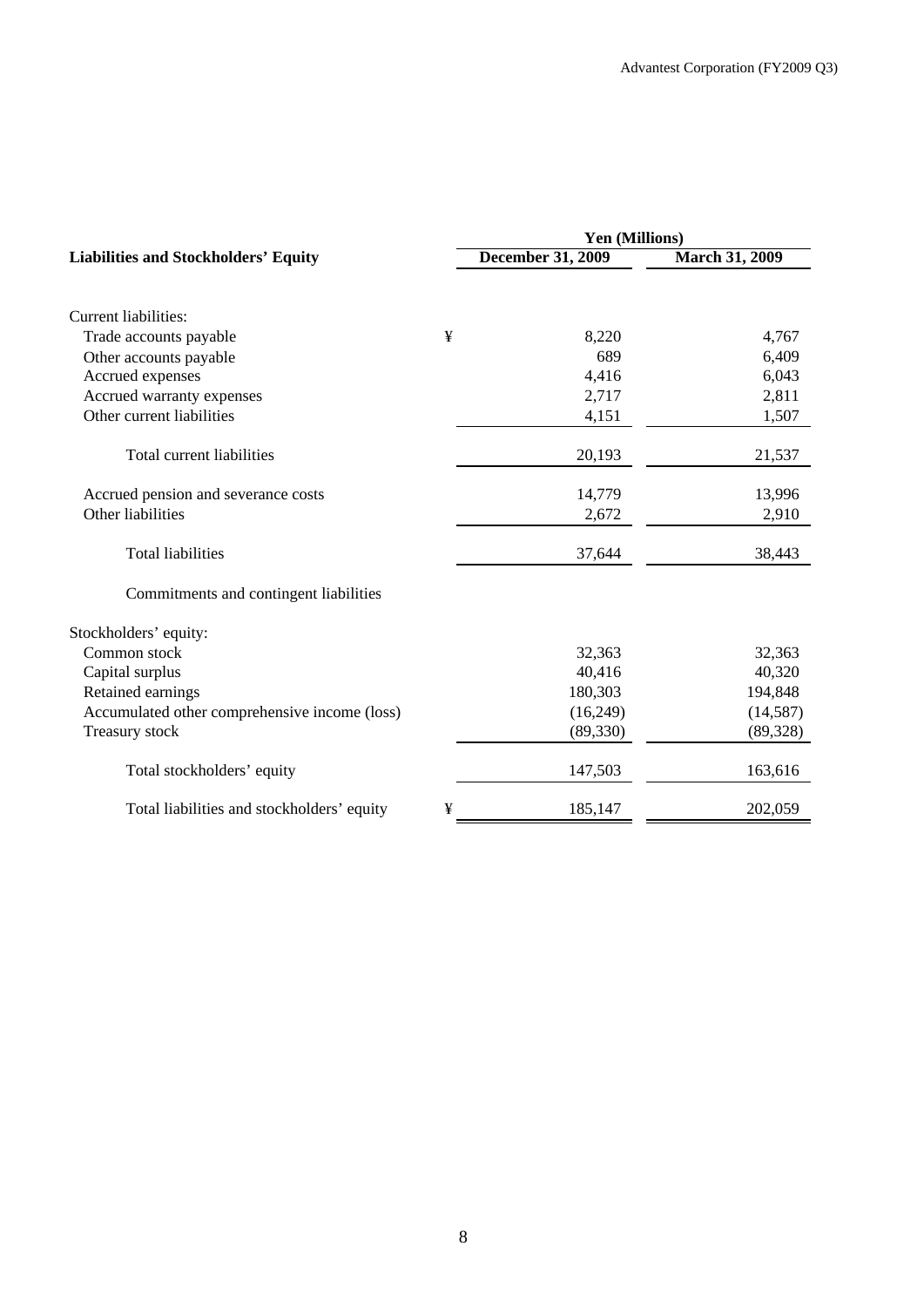| Liabilities and Stockholders' Equity | | Yen (Millions) | |
|---|---|---|---|
| | | December 31, 2009 | March 31, 2009 |
| Current liabilities: | | | |
| Trade accounts payable | ¥ | 8,220 | 4,767 |
| Other accounts payable | | 689 | 6,409 |
| Accrued expenses | | 4,416 | 6,043 |
| Accrued warranty expenses | | 2,717 | 2,811 |
| Other current liabilities | | 4,151 | 1,507 |
| Total current liabilities | | 20,193 | 21,537 |
| Accrued pension and severance costs | | 14,779 | 13,996 |
| Other liabilities | | 2,672 | 2,910 |
| Total liabilities | | 37,644 | 38,443 |
| Commitments and contingent liabilities | | | |
| Stockholders' equity: | | | |
| Common stock | | 32,363 | 32,363 |
| Capital surplus | | 40,416 | 40,320 |
| Retained earnings | | 180,303 | 194,848 |
| Accumulated other comprehensive income (loss) | | (16,249) | (14,587) |
| Treasury stock | | (89,330) | (89,328) |
| Total stockholders' equity | | 147,503 | 163,616 |
| Total liabilities and stockholders' equity | ¥ | 185,147 | 202,059 |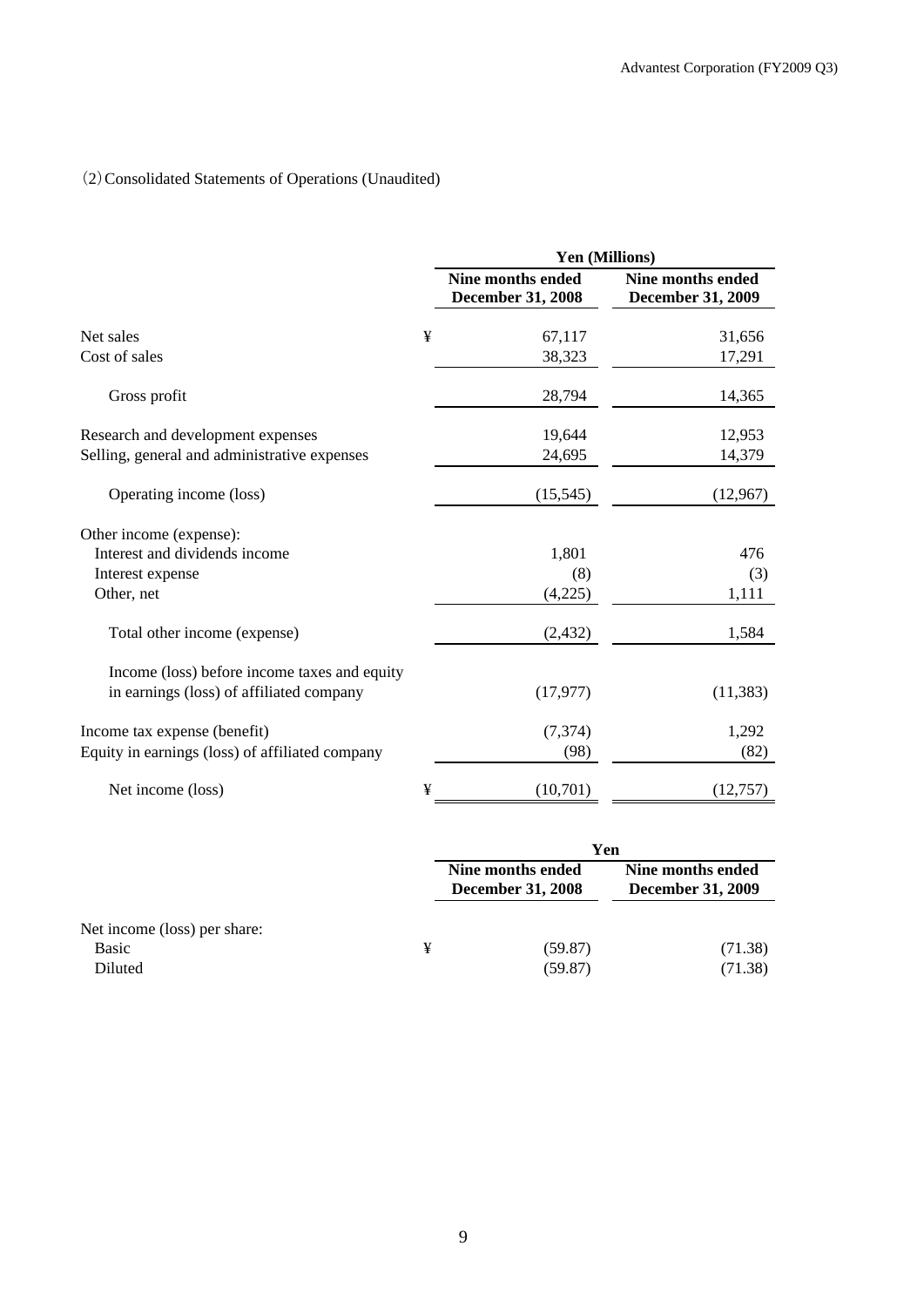(2) Consolidated Statements of Operations (Unaudited)

| | | Yen (Millions) | |
|---|---|---|---|
| | | Nine months ended December 31, 2008 | Nine months ended December 31, 2009 |
| Net sales | ¥ | 67,117 | 31,656 |
| Cost of sales | | 38,323 | 17,291 |
| Gross profit | | 28,794 | 14,365 |
| Research and development expenses | | 19,644 | 12,953 |
| Selling, general and administrative expenses | | 24,695 | 14,379 |
| Operating income (loss) | | (15,545) | (12,967) |
| Other income (expense): | | | |
| Interest and dividends income | | 1,801 | 476 |
| Interest expense | | (8) | (3) |
| Other, net | | (4,225) | 1,111 |
| Total other income (expense) | | (2,432) | 1,584 |
| Income (loss) before income taxes and equity in earnings (loss) of affiliated company | | (17,977) | (11,383) |
| Income tax expense (benefit) | | (7,374) | 1,292 |
| Equity in earnings (loss) of affiliated company | | (98) | (82) |
| Net income (loss) | ¥ | (10,701) | (12,757) |

| | | Yen | |
|---|---|---|---|
| | | Nine months ended December 31, 2008 | Nine months ended December 31, 2009 |
| Net income (loss) per share: | | | |
| Basic | ¥ | (59.87) | (71.38) |
| Diluted | | (59.87) | (71.38) |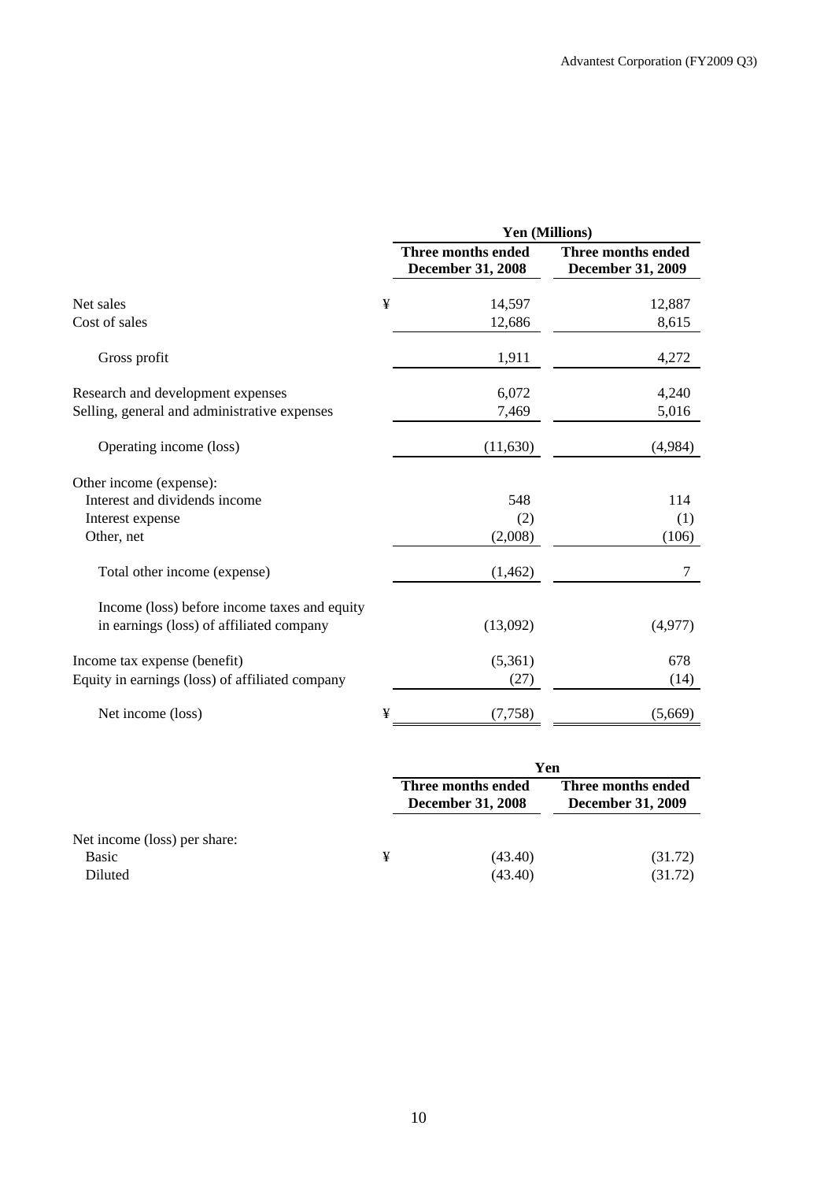| | | Yen (Millions) | |
|---|---|---|---|
| | | Three months ended December 31, 2008 | Three months ended December 31, 2009 |
| Net sales | ¥ | 14,597 | 12,887 |
| Cost of sales | | 12,686 | 8,615 |
| Gross profit | | 1,911 | 4,272 |
| Research and development expenses | | 6,072 | 4,240 |
| Selling, general and administrative expenses | | 7,469 | 5,016 |
| Operating income (loss) | | (11,630) | (4,984) |
| Other income (expense): | | | |
| Interest and dividends income | | 548 | 114 |
| Interest expense | | (2) | (1) |
| Other, net | | (2,008) | (106) |
| Total other income (expense) | | (1,462) | 7 |
| Income (loss) before income taxes and equity in earnings (loss) of affiliated company | | (13,092) | (4,977) |
| Income tax expense (benefit) | | (5,361) | 678 |
| Equity in earnings (loss) of affiliated company | | (27) | (14) |
| Net income (loss) | ¥ | (7,758) | (5,669) |

| | | Yen | |
|---|---|---|---|
| | | Three months ended December 31, 2008 | Three months ended December 31, 2009 |
| Net income (loss) per share: | | | |
| Basic | ¥ | (43.40) | (31.72) |
| Diluted | | (43.40) | (31.72) |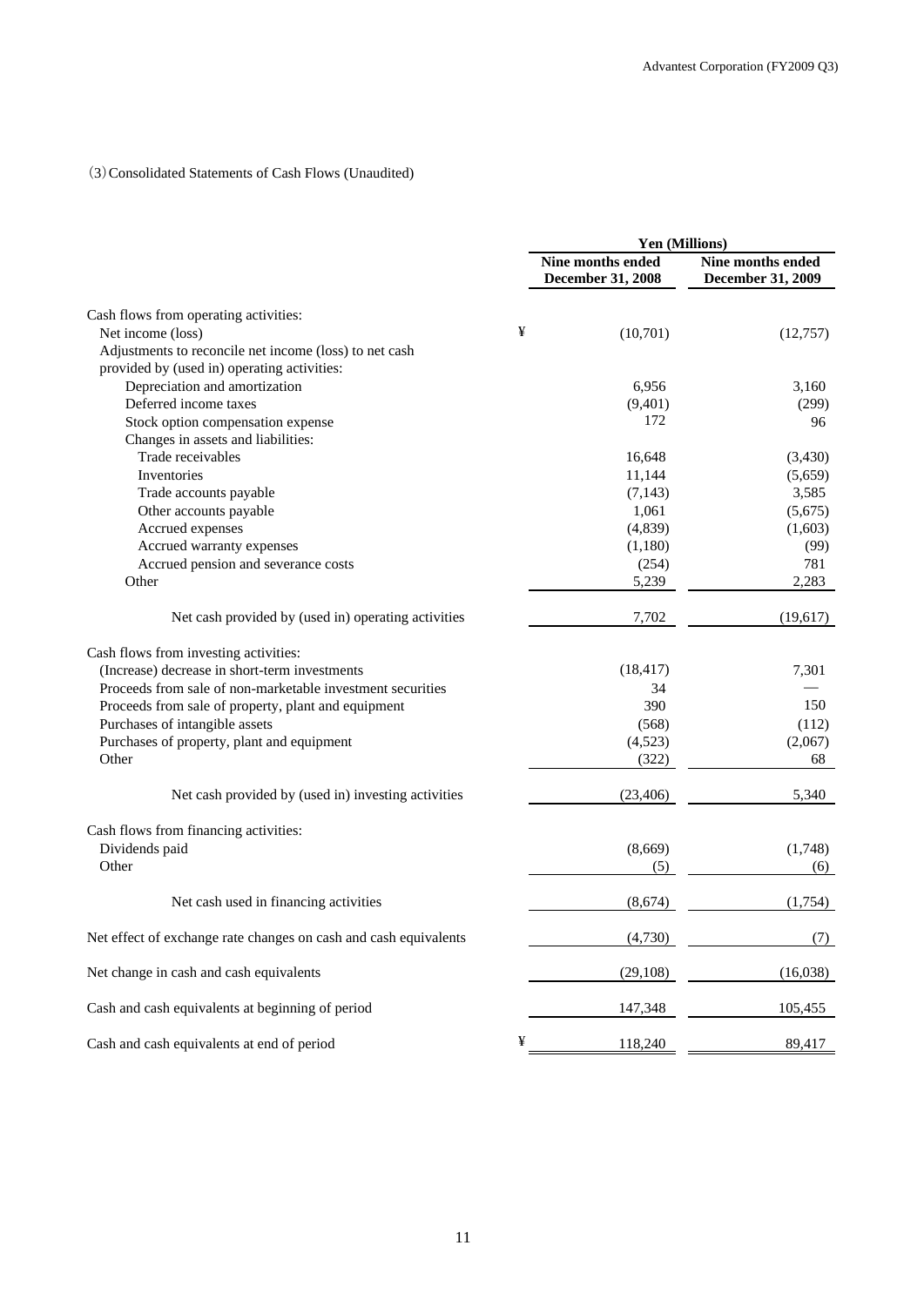(3) Consolidated Statements of Cash Flows (Unaudited)

| | Yen (Millions) | |
|---|---|---|
| | Nine months ended December 31, 2008 | Nine months ended December 31, 2009 |
| Cash flows from operating activities: | | |
| Net income (loss) | ¥ (10,701) | (12,757) |
| Adjustments to reconcile net income (loss) to net cash provided by (used in) operating activities: | | |
| Depreciation and amortization | 6,956 | 3,160 |
| Deferred income taxes | (9,401) | (299) |
| Stock option compensation expense | 172 | 96 |
| Changes in assets and liabilities: | | |
| Trade receivables | 16,648 | (3,430) |
| Inventories | 11,144 | (5,659) |
| Trade accounts payable | (7,143) | 3,585 |
| Other accounts payable | 1,061 | (5,675) |
| Accrued expenses | (4,839) | (1,603) |
| Accrued warranty expenses | (1,180) | (99) |
| Accrued pension and severance costs | (254) | 781 |
| Other | 5,239 | 2,283 |
| Net cash provided by (used in) operating activities | 7,702 | (19,617) |
| Cash flows from investing activities: | | |
| (Increase) decrease in short-term investments | (18,417) | 7,301 |
| Proceeds from sale of non-marketable investment securities | 34 | — |
| Proceeds from sale of property, plant and equipment | 390 | 150 |
| Purchases of intangible assets | (568) | (112) |
| Purchases of property, plant and equipment | (4,523) | (2,067) |
| Other | (322) | 68 |
| Net cash provided by (used in) investing activities | (23,406) | 5,340 |
| Cash flows from financing activities: | | |
| Dividends paid | (8,669) | (1,748) |
| Other | (5) | (6) |
| Net cash used in financing activities | (8,674) | (1,754) |
| Net effect of exchange rate changes on cash and cash equivalents | (4,730) | (7) |
| Net change in cash and cash equivalents | (29,108) | (16,038) |
| Cash and cash equivalents at beginning of period | 147,348 | 105,455 |
| Cash and cash equivalents at end of period | ¥ 118,240 | 89,417 |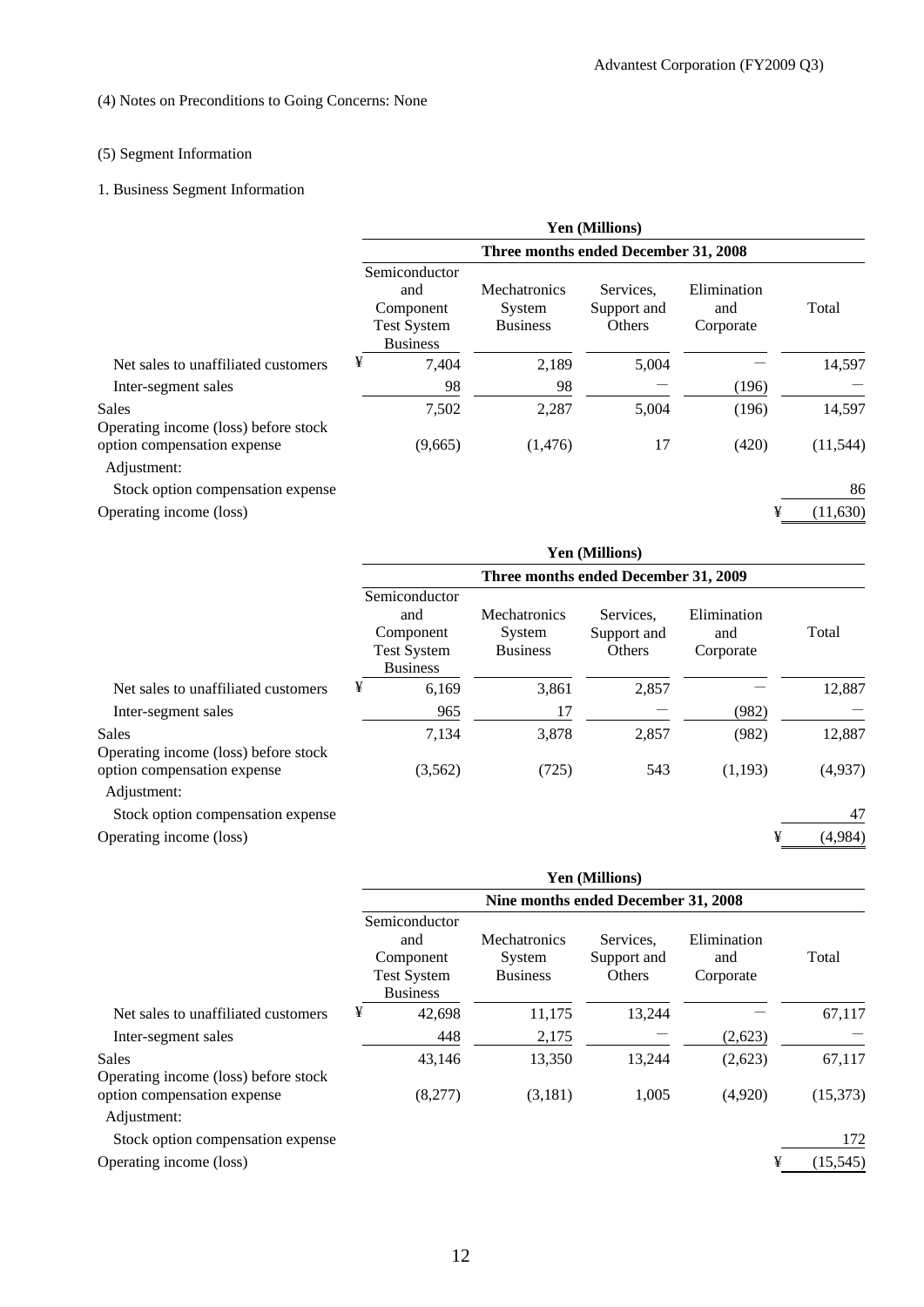(4) Notes on Preconditions to Going Concerns: None

(5) Segment Information

1. Business Segment Information

| | Yen (Millions) | | | | |
|---|---|---|---|---|---|
| | Three months ended December 31, 2008 | | | | |
| | Semiconductor and Component Test System Business | Mechatronics System Business | Services, Support and Others | Elimination and Corporate | Total |
| Net sales to unaffiliated customers | ¥ 7,404 | 2,189 | 5,004 | — | 14,597 |
| Inter-segment sales | 98 | 98 | — | (196) | — |
| Sales | 7,502 | 2,287 | 5,004 | (196) | 14,597 |
| Operating income (loss) before stock option compensation expense | (9,665) | (1,476) | 17 | (420) | (11,544) |
| Adjustment: | | | | | |
| Stock option compensation expense | | | | | 86 |
| Operating income (loss) | | | | | ¥ (11,630) |

| | Yen (Millions) | | | | |
|---|---|---|---|---|---|
| | Three months ended December 31, 2009 | | | | |
| | Semiconductor and Component Test System Business | Mechatronics System Business | Services, Support and Others | Elimination and Corporate | Total |
| Net sales to unaffiliated customers | ¥ 6,169 | 3,861 | 2,857 | — | 12,887 |
| Inter-segment sales | 965 | 17 | — | (982) | — |
| Sales | 7,134 | 3,878 | 2,857 | (982) | 12,887 |
| Operating income (loss) before stock option compensation expense | (3,562) | (725) | 543 | (1,193) | (4,937) |
| Adjustment: | | | | | |
| Stock option compensation expense | | | | | 47 |
| Operating income (loss) | | | | | ¥ (4,984) |

| | Yen (Millions) | | | | |
|---|---|---|---|---|---|
| | Nine months ended December 31, 2008 | | | | |
| | Semiconductor and Component Test System Business | Mechatronics System Business | Services, Support and Others | Elimination and Corporate | Total |
| Net sales to unaffiliated customers | ¥ 42,698 | 11,175 | 13,244 | — | 67,117 |
| Inter-segment sales | 448 | 2,175 | — | (2,623) | — |
| Sales | 43,146 | 13,350 | 13,244 | (2,623) | 67,117 |
| Operating income (loss) before stock option compensation expense | (8,277) | (3,181) | 1,005 | (4,920) | (15,373) |
| Adjustment: | | | | | |
| Stock option compensation expense | | | | | 172 |
| Operating income (loss) | | | | | ¥ (15,545) |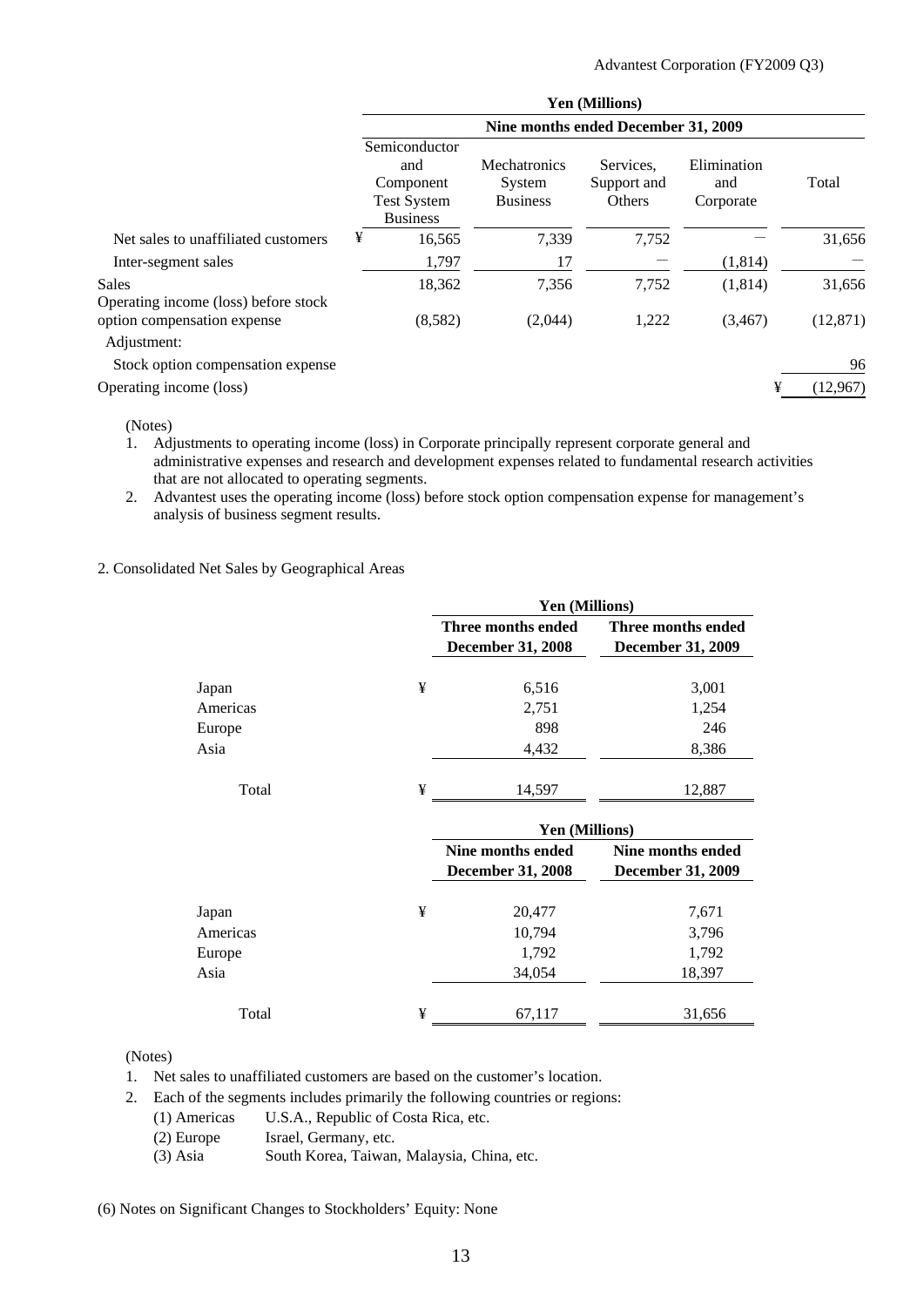| | Yen (Millions) | | | | |
|---|---|---|---|---|---|
| | Nine months ended December 31, 2009 | | | | |
| | Semiconductor and Component Test System Business | Mechatronics System Business | Services, Support and Others | Elimination and Corporate | Total |
| Net sales to unaffiliated customers | ¥ 16,565 | 7,339 | 7,752 | — | 31,656 |
| Inter-segment sales | 1,797 | 17 | — | (1,814) | — |
| Sales | 18,362 | 7,356 | 7,752 | (1,814) | 31,656 |
| Operating income (loss) before stock option compensation expense | (8,582) | (2,044) | 1,222 | (3,467) | (12,871) |
| Adjustment: | | | | | |
| Stock option compensation expense | | | | | 96 |
| Operating income (loss) | | | | | ¥ (12,967) |

(Notes)

1. Adjustments to operating income (loss) in Corporate principally represent corporate general and administrative expenses and research and development expenses related to fundamental research activities that are not allocated to operating segments.
2. Advantest uses the operating income (loss) before stock option compensation expense for management's analysis of business segment results.

2. Consolidated Net Sales by Geographical Areas

| | Yen (Millions) | |
|---|---|---|
| | Three months ended December 31, 2008 | Three months ended December 31, 2009 |
| Japan | ¥ 6,516 | 3,001 |
| Americas | 2,751 | 1,254 |
| Europe | 898 | 246 |
| Asia | 4,432 | 8,386 |
| Total | ¥ 14,597 | 12,887 |

| | Yen (Millions) | |
|---|---|---|
| | Nine months ended December 31, 2008 | Nine months ended December 31, 2009 |
| Japan | ¥ 20,477 | 7,671 |
| Americas | 10,794 | 3,796 |
| Europe | 1,792 | 1,792 |
| Asia | 34,054 | 18,397 |
| Total | ¥ 67,117 | 31,656 |

(Notes)

1. Net sales to unaffiliated customers are based on the customer's location.
2. Each of the segments includes primarily the following countries or regions:
   - (1) Americas U.S.A., Republic of Costa Rica, etc.
   - (2) Europe Israel, Germany, etc.
   - (3) Asia South Korea, Taiwan, Malaysia, China, etc.

(6) Notes on Significant Changes to Stockholders' Equity: None